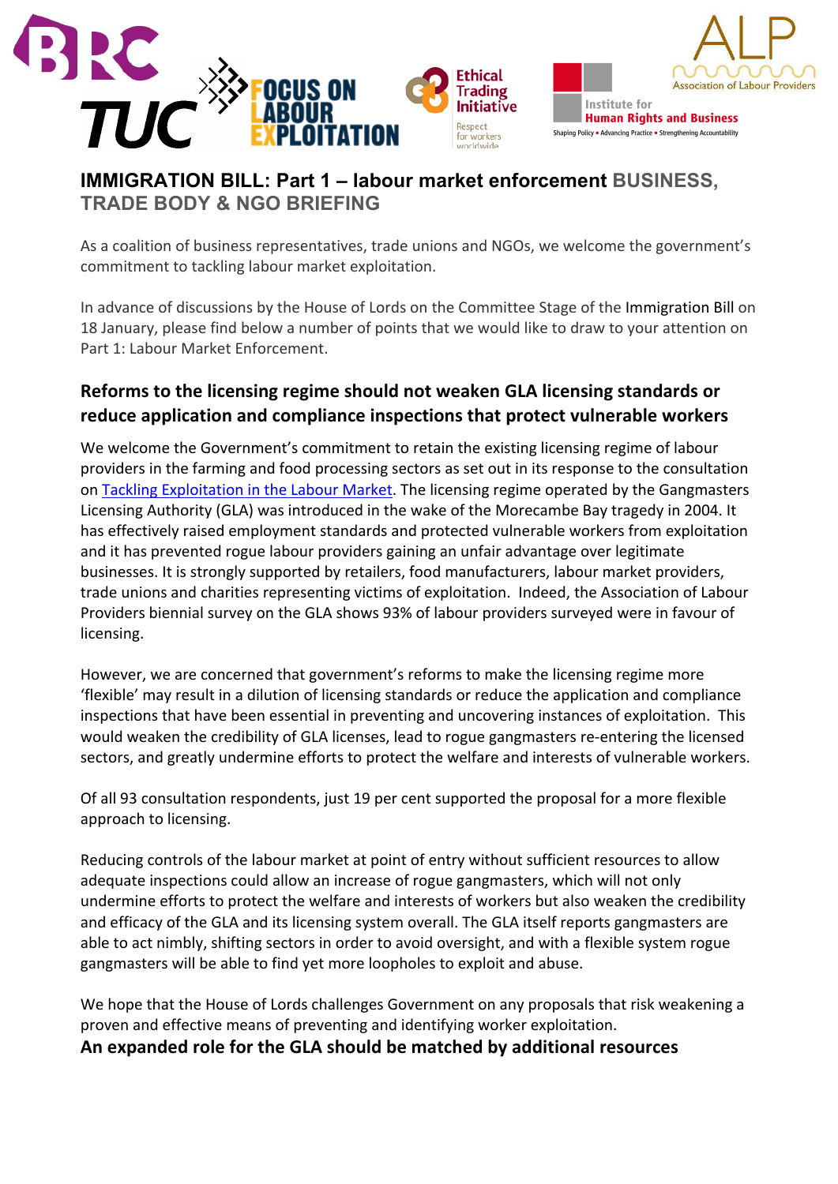# IMMIGRATION BILL: Part 1 – labour market enforcement BUSINESS, TRADE BODY & NGO BRIEFING

As a coalition of business representatives, trade unions and NGOs, we welcome the government's commitment to tackling labour market exploitation.

In advance of discussions by the House of Lords on the Committee Stage of the Immigration Bill on 18 January, please find below a number of points that we would like to draw to your attention on Part 1: Labour Market Enforcement.

## Reforms to the licensing regime should not weaken GLA licensing standards or reduce application and compliance inspections that protect vulnerable workers

We welcome the Government's commitment to retain the existing licensing regime of labour providers in the farming and food processing sectors as set out in its response to the consultation on [Tackling Exploitation in the Labour Market](). The licensing regime operated by the Gangmasters Licensing Authority (GLA) was introduced in the wake of the Morecambe Bay tragedy in 2004. It has effectively raised employment standards and protected vulnerable workers from exploitation and it has prevented rogue labour providers gaining an unfair advantage over legitimate businesses. It is strongly supported by retailers, food manufacturers, labour market providers, trade unions and charities representing victims of exploitation. Indeed, the Association of Labour Providers biennial survey on the GLA shows 93% of labour providers surveyed were in favour of licensing.

However, we are concerned that government's reforms to make the licensing regime more 'flexible' may result in a dilution of licensing standards or reduce the application and compliance inspections that have been essential in preventing and uncovering instances of exploitation. This would weaken the credibility of GLA licenses, lead to rogue gangmasters re-entering the licensed sectors, and greatly undermine efforts to protect the welfare and interests of vulnerable workers.

Of all 93 consultation respondents, just 19 per cent supported the proposal for a more flexible approach to licensing.

Reducing controls of the labour market at point of entry without sufficient resources to allow adequate inspections could allow an increase of rogue gangmasters, which will not only undermine efforts to protect the welfare and interests of workers but also weaken the credibility and efficacy of the GLA and its licensing system overall. The GLA itself reports gangmasters are able to act nimbly, shifting sectors in order to avoid oversight, and with a flexible system rogue gangmasters will be able to find yet more loopholes to exploit and abuse.

We hope that the House of Lords challenges Government on any proposals that risk weakening a proven and effective means of preventing and identifying worker exploitation.

## An expanded role for the GLA should be matched by additional resources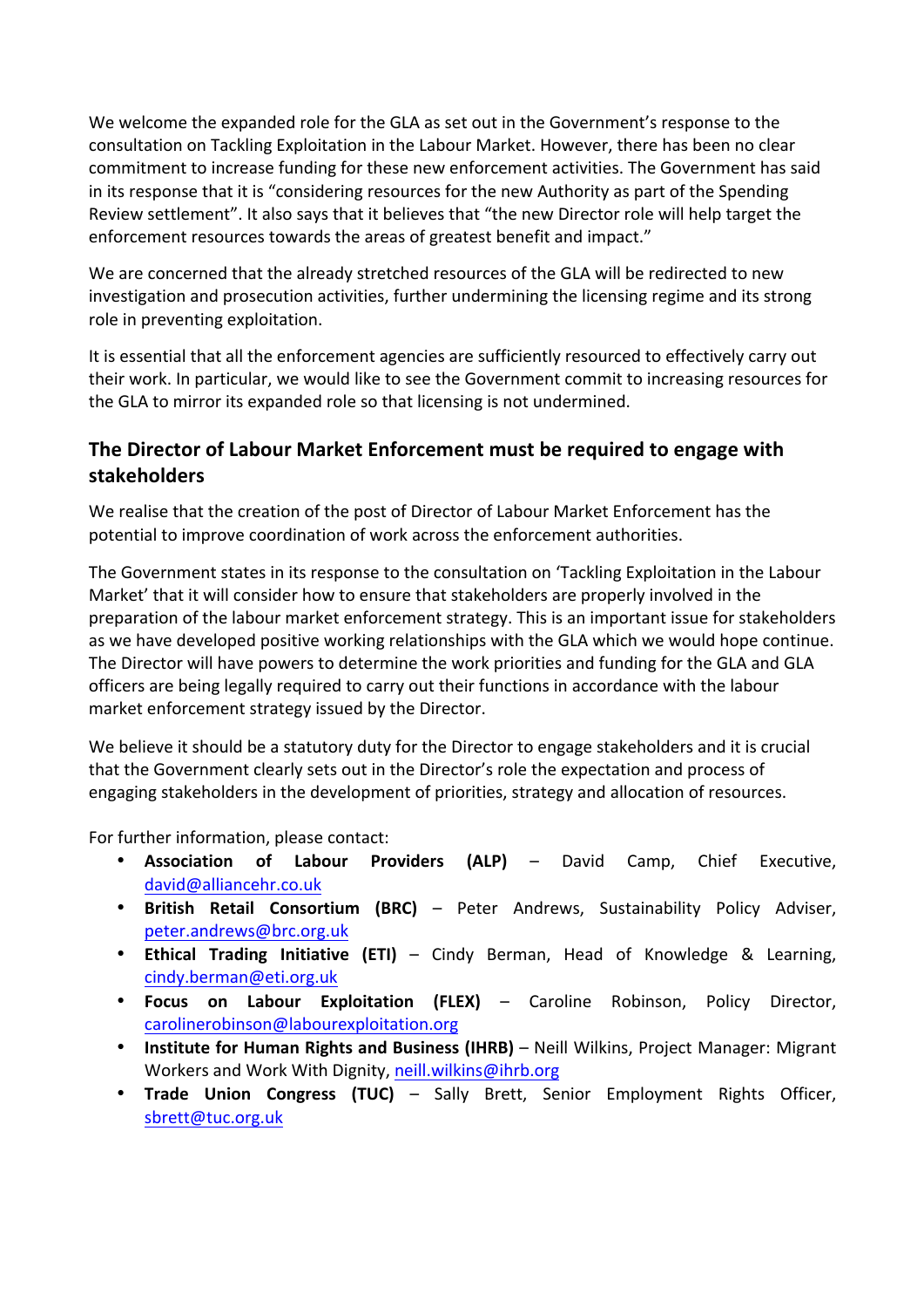We welcome the expanded role for the GLA as set out in the Government's response to the consultation on Tackling Exploitation in the Labour Market. However, there has been no clear commitment to increase funding for these new enforcement activities. The Government has said in its response that it is "considering resources for the new Authority as part of the Spending Review settlement". It also says that it believes that "the new Director role will help target the enforcement resources towards the areas of greatest benefit and impact."

We are concerned that the already stretched resources of the GLA will be redirected to new investigation and prosecution activities, further undermining the licensing regime and its strong role in preventing exploitation.

It is essential that all the enforcement agencies are sufficiently resourced to effectively carry out their work. In particular, we would like to see the Government commit to increasing resources for the GLA to mirror its expanded role so that licensing is not undermined.

## The Director of Labour Market Enforcement must be required to engage with stakeholders

We realise that the creation of the post of Director of Labour Market Enforcement has the potential to improve coordination of work across the enforcement authorities.

The Government states in its response to the consultation on 'Tackling Exploitation in the Labour Market' that it will consider how to ensure that stakeholders are properly involved in the preparation of the labour market enforcement strategy. This is an important issue for stakeholders as we have developed positive working relationships with the GLA which we would hope continue. The Director will have powers to determine the work priorities and funding for the GLA and GLA officers are being legally required to carry out their functions in accordance with the labour market enforcement strategy issued by the Director.

We believe it should be a statutory duty for the Director to engage stakeholders and it is crucial that the Government clearly sets out in the Director's role the expectation and process of engaging stakeholders in the development of priorities, strategy and allocation of resources.

For further information, please contact:

- **Association of Labour Providers (ALP)** – David Camp, Chief Executive, david@alliancehr.co.uk
- **British Retail Consortium (BRC)** – Peter Andrews, Sustainability Policy Adviser, peter.andrews@brc.org.uk
- **Ethical Trading Initiative (ETI)** – Cindy Berman, Head of Knowledge & Learning, cindy.berman@eti.org.uk
- **Focus on Labour Exploitation (FLEX)** – Caroline Robinson, Policy Director, carolinerobinson@labourexploitation.org
- **Institute for Human Rights and Business (IHRB)** – Neill Wilkins, Project Manager: Migrant Workers and Work With Dignity, neill.wilkins@ihrb.org
- **Trade Union Congress (TUC)** – Sally Brett, Senior Employment Rights Officer, sbrett@tuc.org.uk